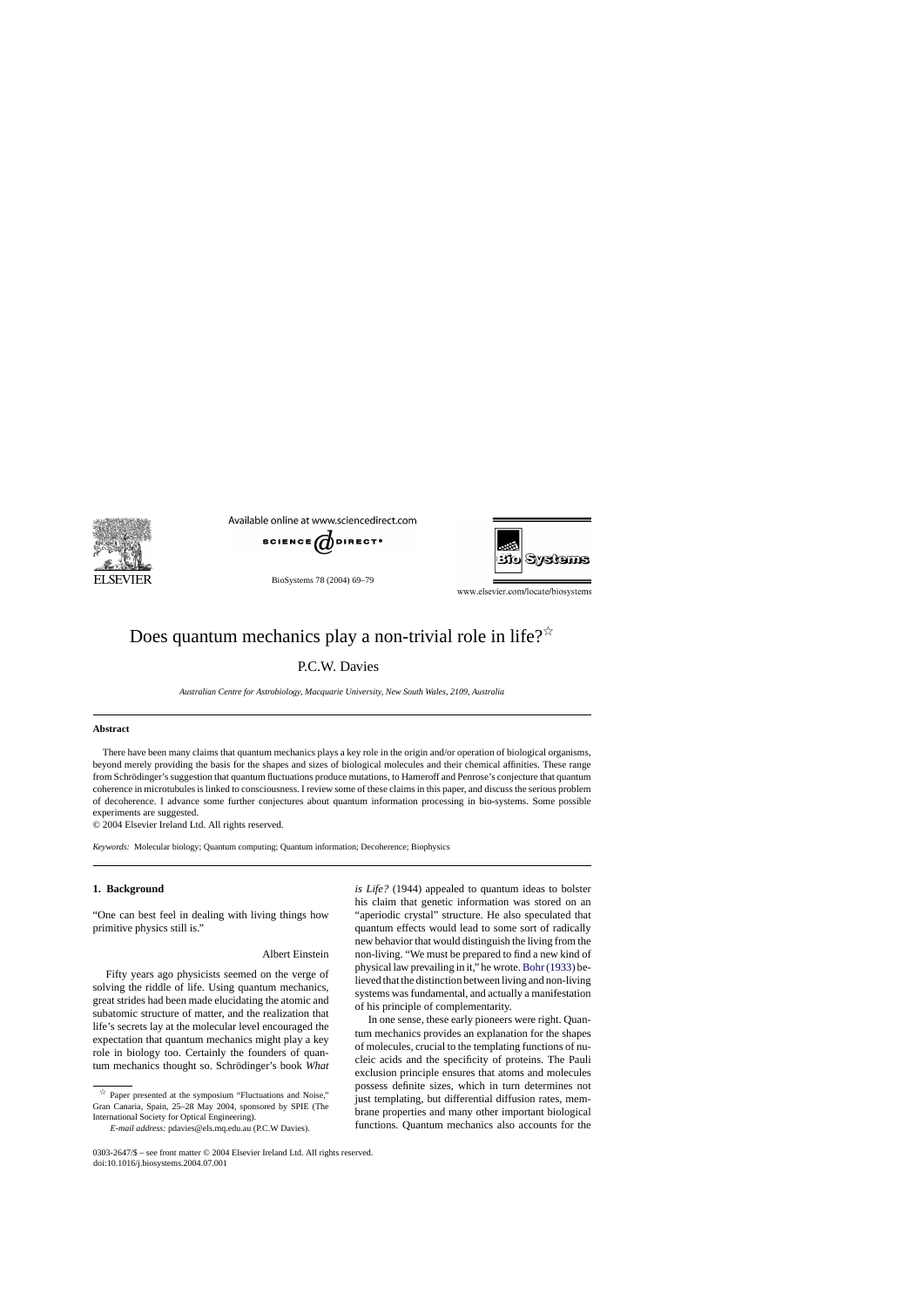# Does quantum mechanics play a non-trivial role in life?☆

P.C.W. Davies

*Australian Centre for Astrobiology, Macquarie University, New South Wales, 2109, Australia*

## Abstract

There have been many claims that quantum mechanics plays a key role in the origin and/or operation of biological organisms, beyond merely providing the basis for the shapes and sizes of biological molecules and their chemical affinities. These range from Schrödinger's suggestion that quantum fluctuations produce mutations, to Hameroff and Penrose's conjecture that quantum coherence in microtubules is linked to consciousness. I review some of these claims in this paper, and discuss the serious problem of decoherence. I advance some further conjectures about quantum information processing in bio-systems. Some possible experiments are suggested.

© 2004 Elsevier Ireland Ltd. All rights reserved.

*Keywords:* Molecular biology; Quantum computing; Quantum information; Decoherence; Biophysics

## 1. Background

"One can best feel in dealing with living things how primitive physics still is."

Albert Einstein

Fifty years ago physicists seemed on the verge of solving the riddle of life. Using quantum mechanics, great strides had been made elucidating the atomic and subatomic structure of matter, and the realization that life's secrets lay at the molecular level encouraged the expectation that quantum mechanics might play a key role in biology too. Certainly the founders of quantum mechanics thought so. Schrödinger's book *What is Life?* (1944) appealed to quantum ideas to bolster his claim that genetic information was stored on an "aperiodic crystal" structure. He also speculated that quantum effects would lead to some sort of radically new behavior that would distinguish the living from the non-living. "We must be prepared to find a new kind of physical law prevailing in it," he wrote. Bohr (1933) believed that the distinction between living and non-living systems was fundamental, and actually a manifestation of his principle of complementarity.

In one sense, these early pioneers were right. Quantum mechanics provides an explanation for the shapes of molecules, crucial to the templating functions of nucleic acids and the specificity of proteins. The Pauli exclusion principle ensures that atoms and molecules possess definite sizes, which in turn determines not just templating, but differential diffusion rates, membrane properties and many other important biological functions. Quantum mechanics also accounts for the

☆ Paper presented at the symposium "Fluctuations and Noise," Gran Canaria, Spain, 25–28 May 2004, sponsored by SPIE (The International Society for Optical Engineering).

*E-mail address:* pdavies@els.mq.edu.au (P.C.W Davies).

0303-2647/$ – see front matter © 2004 Elsevier Ireland Ltd. All rights reserved.
doi:10.1016/j.biosystems.2004.07.001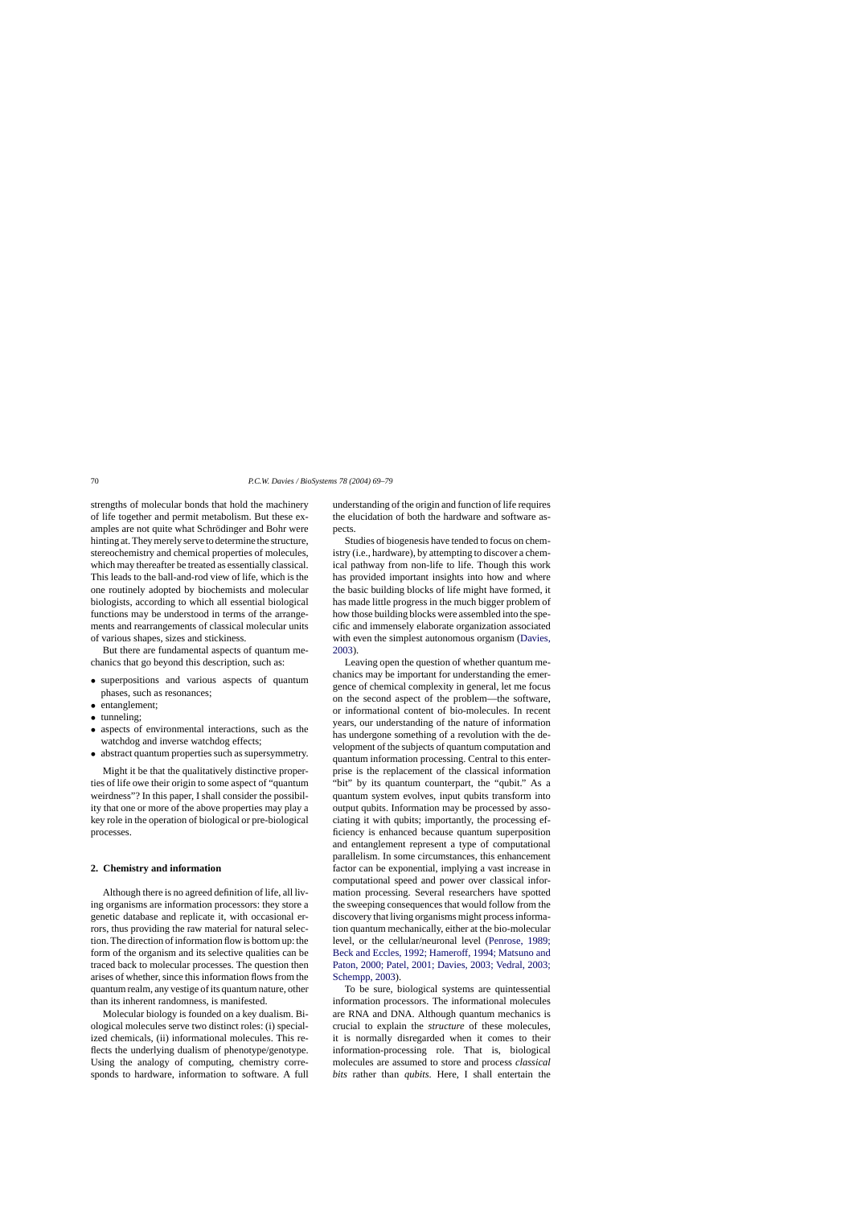strengths of molecular bonds that hold the machinery of life together and permit metabolism. But these examples are not quite what Schrödinger and Bohr were hinting at. They merely serve to determine the structure, stereochemistry and chemical properties of molecules, which may thereafter be treated as essentially classical. This leads to the ball-and-rod view of life, which is the one routinely adopted by biochemists and molecular biologists, according to which all essential biological functions may be understood in terms of the arrangements and rearrangements of classical molecular units of various shapes, sizes and stickiness.

But there are fundamental aspects of quantum mechanics that go beyond this description, such as:

- superpositions and various aspects of quantum phases, such as resonances;
- entanglement;
- tunneling;
- aspects of environmental interactions, such as the watchdog and inverse watchdog effects;
- abstract quantum properties such as supersymmetry.

Might it be that the qualitatively distinctive properties of life owe their origin to some aspect of "quantum weirdness"? In this paper, I shall consider the possibility that one or more of the above properties may play a key role in the operation of biological or pre-biological processes.

## 2. Chemistry and information

Although there is no agreed definition of life, all living organisms are information processors: they store a genetic database and replicate it, with occasional errors, thus providing the raw material for natural selection. The direction of information flow is bottom up: the form of the organism and its selective qualities can be traced back to molecular processes. The question then arises of whether, since this information flows from the quantum realm, any vestige of its quantum nature, other than its inherent randomness, is manifested.

Molecular biology is founded on a key dualism. Biological molecules serve two distinct roles: (i) specialized chemicals, (ii) informational molecules. This reflects the underlying dualism of phenotype/genotype. Using the analogy of computing, chemistry corresponds to hardware, information to software. A full understanding of the origin and function of life requires the elucidation of both the hardware and software aspects.

Studies of biogenesis have tended to focus on chemistry (i.e., hardware), by attempting to discover a chemical pathway from non-life to life. Though this work has provided important insights into how and where the basic building blocks of life might have formed, it has made little progress in the much bigger problem of how those building blocks were assembled into the specific and immensely elaborate organization associated with even the simplest autonomous organism (Davies, 2003).

Leaving open the question of whether quantum mechanics may be important for understanding the emergence of chemical complexity in general, let me focus on the second aspect of the problem—the software, or informational content of bio-molecules. In recent years, our understanding of the nature of information has undergone something of a revolution with the development of the subjects of quantum computation and quantum information processing. Central to this enterprise is the replacement of the classical information "bit" by its quantum counterpart, the "qubit." As a quantum system evolves, input qubits transform into output qubits. Information may be processed by associating it with qubits; importantly, the processing efficiency is enhanced because quantum superposition and entanglement represent a type of computational parallelism. In some circumstances, this enhancement factor can be exponential, implying a vast increase in computational speed and power over classical information processing. Several researchers have spotted the sweeping consequences that would follow from the discovery that living organisms might process information quantum mechanically, either at the bio-molecular level, or the cellular/neuronal level (Penrose, 1989; Beck and Eccles, 1992; Hameroff, 1994; Matsuno and Paton, 2000; Patel, 2001; Davies, 2003; Vedral, 2003; Schempp, 2003).

To be sure, biological systems are quintessential information processors. The informational molecules are RNA and DNA. Although quantum mechanics is crucial to explain the *structure* of these molecules, it is normally disregarded when it comes to their information-processing role. That is, biological molecules are assumed to store and process *classical bits* rather than *qubits*. Here, I shall entertain the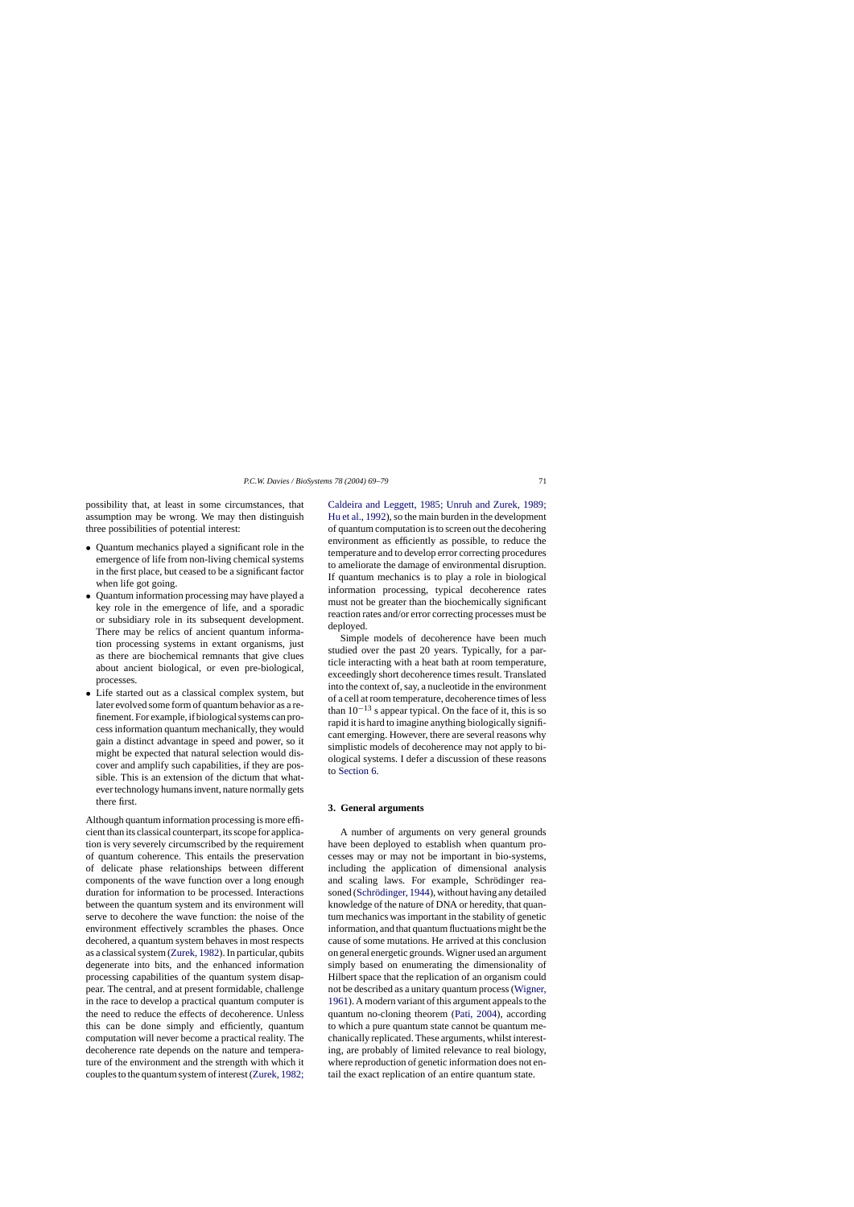possibility that, at least in some circumstances, that assumption may be wrong. We may then distinguish three possibilities of potential interest:

- Quantum mechanics played a significant role in the emergence of life from non-living chemical systems in the first place, but ceased to be a significant factor when life got going.
- Quantum information processing may have played a key role in the emergence of life, and a sporadic or subsidiary role in its subsequent development. There may be relics of ancient quantum information processing systems in extant organisms, just as there are biochemical remnants that give clues about ancient biological, or even pre-biological, processes.
- Life started out as a classical complex system, but later evolved some form of quantum behavior as a refinement. For example, if biological systems can process information quantum mechanically, they would gain a distinct advantage in speed and power, so it might be expected that natural selection would discover and amplify such capabilities, if they are possible. This is an extension of the dictum that whatever technology humans invent, nature normally gets there first.

Although quantum information processing is more efficient than its classical counterpart, its scope for application is very severely circumscribed by the requirement of quantum coherence. This entails the preservation of delicate phase relationships between different components of the wave function over a long enough duration for information to be processed. Interactions between the quantum system and its environment will serve to decohere the wave function: the noise of the environment effectively scrambles the phases. Once decohered, a quantum system behaves in most respects as a classical system (Zurek, 1982). In particular, qubits degenerate into bits, and the enhanced information processing capabilities of the quantum system disappear. The central, and at present formidable, challenge in the race to develop a practical quantum computer is the need to reduce the effects of decoherence. Unless this can be done simply and efficiently, quantum computation will never become a practical reality. The decoherence rate depends on the nature and temperature of the environment and the strength with which it couples to the quantum system of interest (Zurek, 1982; Caldeira and Leggett, 1985; Unruh and Zurek, 1989; Hu et al., 1992), so the main burden in the development of quantum computation is to screen out the decohering environment as efficiently as possible, to reduce the temperature and to develop error correcting procedures to ameliorate the damage of environmental disruption. If quantum mechanics is to play a role in biological information processing, typical decoherence rates must not be greater than the biochemically significant reaction rates and/or error correcting processes must be deployed.

Simple models of decoherence have been much studied over the past 20 years. Typically, for a particle interacting with a heat bath at room temperature, exceedingly short decoherence times result. Translated into the context of, say, a nucleotide in the environment of a cell at room temperature, decoherence times of less than $10^{-13}$ s appear typical. On the face of it, this is so rapid it is hard to imagine anything biologically significant emerging. However, there are several reasons why simplistic models of decoherence may not apply to biological systems. I defer a discussion of these reasons to Section 6.

## 3. General arguments

A number of arguments on very general grounds have been deployed to establish when quantum processes may or may not be important in bio-systems, including the application of dimensional analysis and scaling laws. For example, Schrödinger reasoned (Schrödinger, 1944), without having any detailed knowledge of the nature of DNA or heredity, that quantum mechanics was important in the stability of genetic information, and that quantum fluctuations might be the cause of some mutations. He arrived at this conclusion on general energetic grounds. Wigner used an argument simply based on enumerating the dimensionality of Hilbert space that the replication of an organism could not be described as a unitary quantum process (Wigner, 1961). A modern variant of this argument appeals to the quantum no-cloning theorem (Pati, 2004), according to which a pure quantum state cannot be quantum mechanically replicated. These arguments, whilst interesting, are probably of limited relevance to real biology, where reproduction of genetic information does not entail the exact replication of an entire quantum state.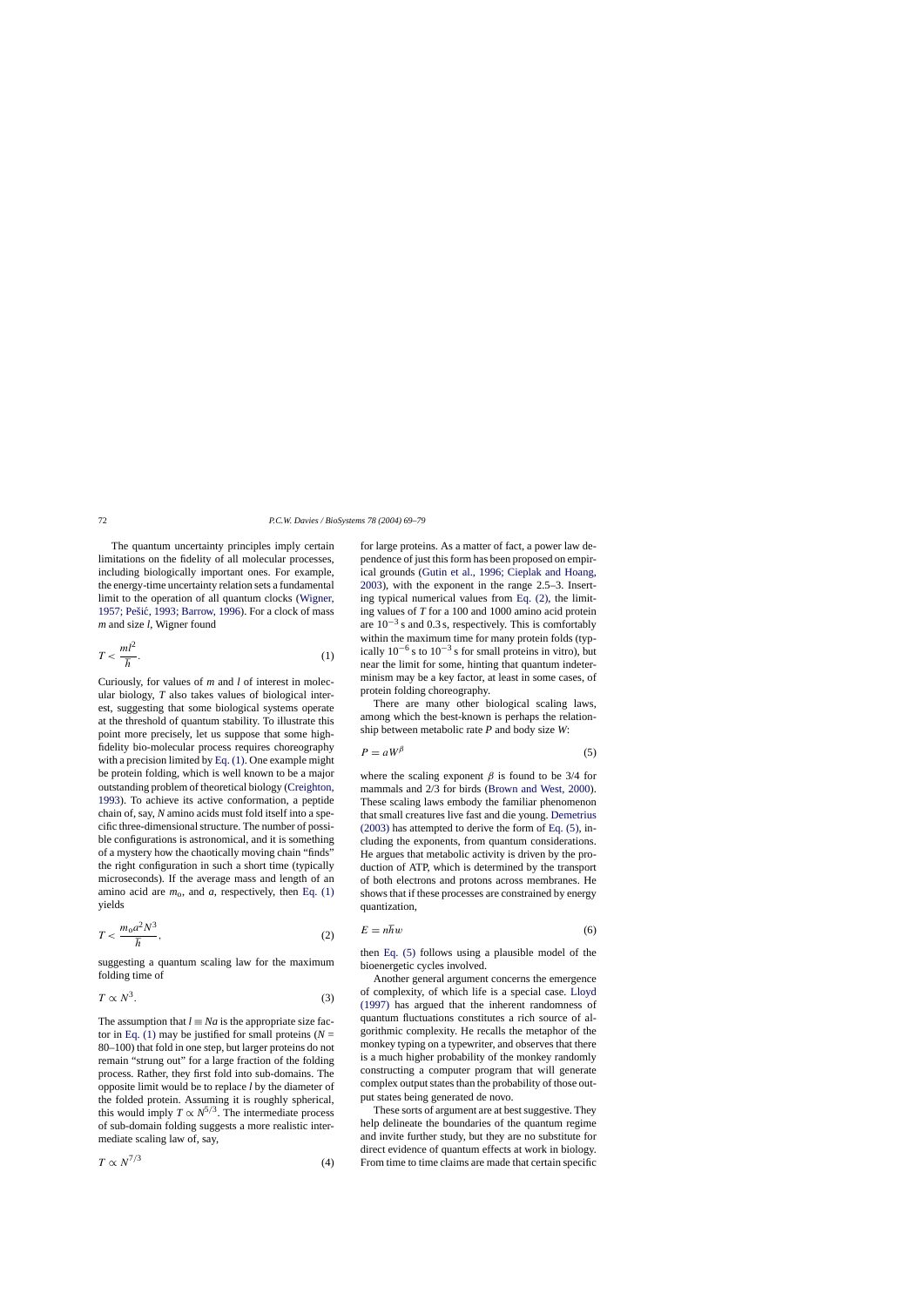The quantum uncertainty principles imply certain limitations on the fidelity of all molecular processes, including biologically important ones. For example, the energy-time uncertainty relation sets a fundamental limit to the operation of all quantum clocks (Wigner, 1957; Pešić, 1993; Barrow, 1996). For a clock of mass $m$ and size $l$, Wigner found

$$T < \frac{ml^2}{\hbar}. \tag{1}$$

Curiously, for values of $m$ and $l$ of interest in molecular biology, $T$ also takes values of biological interest, suggesting that some biological systems operate at the threshold of quantum stability. To illustrate this point more precisely, let us suppose that some high-fidelity bio-molecular process requires choreography with a precision limited by Eq. (1). One example might be protein folding, which is well known to be a major outstanding problem of theoretical biology (Creighton, 1993). To achieve its active conformation, a peptide chain of, say, $N$ amino acids must fold itself into a specific three-dimensional structure. The number of possible configurations is astronomical, and it is something of a mystery how the chaotically moving chain "finds" the right configuration in such a short time (typically microseconds). If the average mass and length of an amino acid are $m_0$, and $a$, respectively, then Eq. (1) yields

$$T < \frac{m_0 a^2 N^3}{\hbar}, \tag{2}$$

suggesting a quantum scaling law for the maximum folding time of

$$T \propto N^3. \tag{3}$$

The assumption that $l \equiv Na$ is the appropriate size factor in Eq. (1) may be justified for small proteins ($N$ = 80–100) that fold in one step, but larger proteins do not remain "strung out" for a large fraction of the folding process. Rather, they first fold into sub-domains. The opposite limit would be to replace $l$ by the diameter of the folded protein. Assuming it is roughly spherical, this would imply $T \propto N^{5/3}$. The intermediate process of sub-domain folding suggests a more realistic intermediate scaling law of, say,

$$T \propto N^{7/3} \tag{4}$$

for large proteins. As a matter of fact, a power law dependence of just this form has been proposed on empirical grounds (Gutin et al., 1996; Cieplak and Hoang, 2003), with the exponent in the range 2.5–3. Inserting typical numerical values from Eq. (2), the limiting values of $T$ for a 100 and 1000 amino acid protein are $10^{-3}$ s and 0.3 s, respectively. This is comfortably within the maximum time for many protein folds (typically $10^{-6}$ s to $10^{-3}$ s for small proteins in vitro), but near the limit for some, hinting that quantum indeterminism may be a key factor, at least in some cases, of protein folding choreography.

There are many other biological scaling laws, among which the best-known is perhaps the relationship between metabolic rate $P$ and body size $W$:

$$P = aW^{\beta} \tag{5}$$

where the scaling exponent $\beta$ is found to be 3/4 for mammals and 2/3 for birds (Brown and West, 2000). These scaling laws embody the familiar phenomenon that small creatures live fast and die young. Demetrius (2003) has attempted to derive the form of Eq. (5), including the exponents, from quantum considerations. He argues that metabolic activity is driven by the production of ATP, which is determined by the transport of both electrons and protons across membranes. He shows that if these processes are constrained by energy quantization,

$$E = n\hbar w \tag{6}$$

then Eq. (5) follows using a plausible model of the bioenergetic cycles involved.

Another general argument concerns the emergence of complexity, of which life is a special case. Lloyd (1997) has argued that the inherent randomness of quantum fluctuations constitutes a rich source of algorithmic complexity. He recalls the metaphor of the monkey typing on a typewriter, and observes that there is a much higher probability of the monkey randomly constructing a computer program that will generate complex output states than the probability of those output states being generated de novo.

These sorts of argument are at best suggestive. They help delineate the boundaries of the quantum regime and invite further study, but they are no substitute for direct evidence of quantum effects at work in biology. From time to time claims are made that certain specific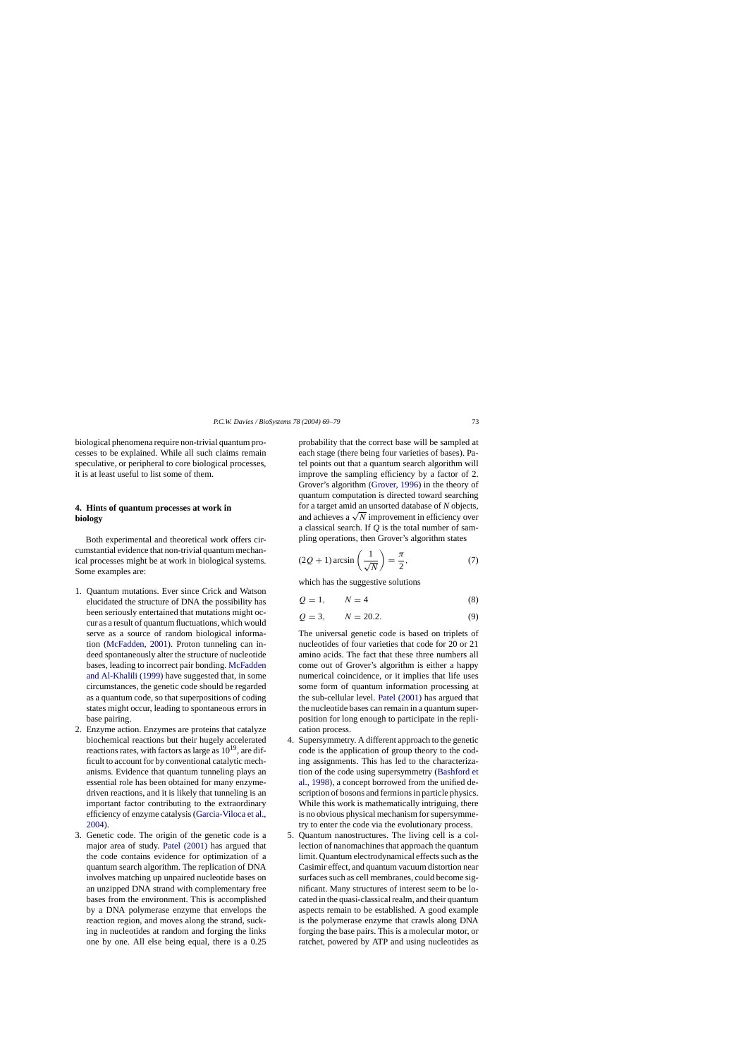biological phenomena require non-trivial quantum processes to be explained. While all such claims remain speculative, or peripheral to core biological processes, it is at least useful to list some of them.

## 4. Hints of quantum processes at work in biology

Both experimental and theoretical work offers circumstantial evidence that non-trivial quantum mechanical processes might be at work in biological systems. Some examples are:

1. Quantum mutations. Ever since Crick and Watson elucidated the structure of DNA the possibility has been seriously entertained that mutations might occur as a result of quantum fluctuations, which would serve as a source of random biological information (McFadden, 2001). Proton tunneling can indeed spontaneously alter the structure of nucleotide bases, leading to incorrect pair bonding. McFadden and Al-Khalili (1999) have suggested that, in some circumstances, the genetic code should be regarded as a quantum code, so that superpositions of coding states might occur, leading to spontaneous errors in base pairing.
2. Enzyme action. Enzymes are proteins that catalyze biochemical reactions but their hugely accelerated reactions rates, with factors as large as $10^{19}$, are difficult to account for by conventional catalytic mechanisms. Evidence that quantum tunneling plays an essential role has been obtained for many enzyme-driven reactions, and it is likely that tunneling is an important factor contributing to the extraordinary efficiency of enzyme catalysis (Garcia-Viloca et al., 2004).
3. Genetic code. The origin of the genetic code is a major area of study. Patel (2001) has argued that the code contains evidence for optimization of a quantum search algorithm. The replication of DNA involves matching up unpaired nucleotide bases on an unzipped DNA strand with complementary free bases from the environment. This is accomplished by a DNA polymerase enzyme that envelops the reaction region, and moves along the strand, sucking in nucleotides at random and forging the links one by one. All else being equal, there is a 0.25 probability that the correct base will be sampled at each stage (there being four varieties of bases). Patel points out that a quantum search algorithm will improve the sampling efficiency by a factor of 2. Grover's algorithm (Grover, 1996) in the theory of quantum computation is directed toward searching for a target amid an unsorted database of $N$ objects, and achieves a $\sqrt{N}$ improvement in efficiency over a classical search. If $Q$ is the total number of sampling operations, then Grover's algorithm states

$$(2Q + 1)\arcsin\left(\frac{1}{\sqrt{N}}\right) = \frac{\pi}{2}, \tag{7}$$

which has the suggestive solutions

$$Q = 1, \qquad N = 4 \tag{8}$$

$$Q = 3, \qquad N = 20.2. \tag{9}$$

The universal genetic code is based on triplets of nucleotides of four varieties that code for 20 or 21 amino acids. The fact that these three numbers all come out of Grover's algorithm is either a happy numerical coincidence, or it implies that life uses some form of quantum information processing at the sub-cellular level. Patel (2001) has argued that the nucleotide bases can remain in a quantum superposition for long enough to participate in the replication process.

4. Supersymmetry. A different approach to the genetic code is the application of group theory to the coding assignments. This has led to the characterization of the code using supersymmetry (Bashford et al., 1998), a concept borrowed from the unified description of bosons and fermions in particle physics. While this work is mathematically intriguing, there is no obvious physical mechanism for supersymmetry to enter the code via the evolutionary process.
5. Quantum nanostructures. The living cell is a collection of nanomachines that approach the quantum limit. Quantum electrodynamical effects such as the Casimir effect, and quantum vacuum distortion near surfaces such as cell membranes, could become significant. Many structures of interest seem to be located in the quasi-classical realm, and their quantum aspects remain to be established. A good example is the polymerase enzyme that crawls along DNA forging the base pairs. This is a molecular motor, or ratchet, powered by ATP and using nucleotides as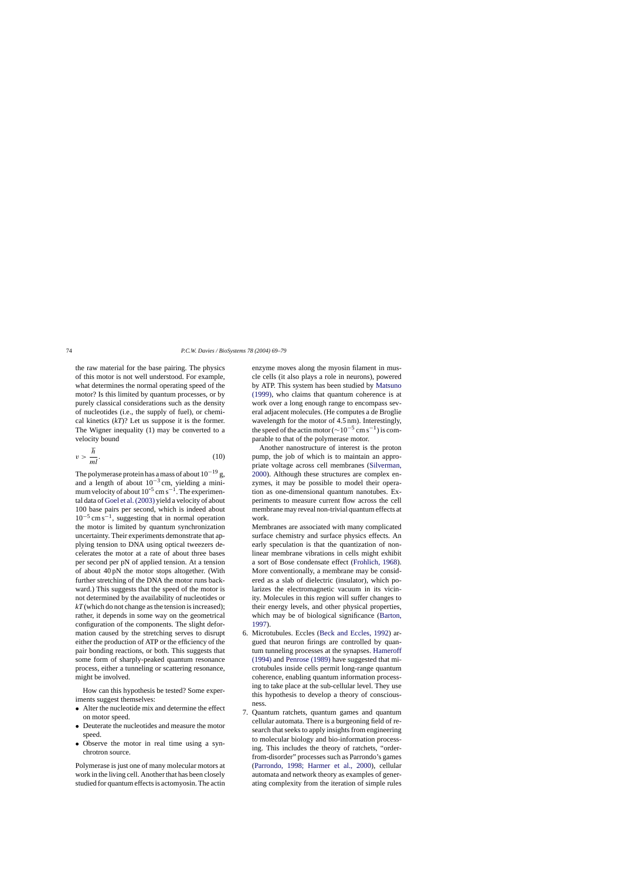the raw material for the base pairing. The physics of this motor is not well understood. For example, what determines the normal operating speed of the motor? Is this limited by quantum processes, or by purely classical considerations such as the density of nucleotides (i.e., the supply of fuel), or chemical kinetics ($kT$)? Let us suppose it is the former. The Wigner inequality (1) may be converted to a velocity bound

$$v > \frac{\hbar}{ml}. \tag{10}$$

The polymerase protein has a mass of about $10^{-19}$ g, and a length of about $10^{-3}$ cm, yielding a minimum velocity of about $10^{-5}$ cm s$^{-1}$. The experimental data of Goel et al. (2003) yield a velocity of about 100 base pairs per second, which is indeed about $10^{-5}$ cm s$^{-1}$, suggesting that in normal operation the motor is limited by quantum synchronization uncertainty. Their experiments demonstrate that applying tension to DNA using optical tweezers decelerates the motor at a rate of about three bases per second per pN of applied tension. At a tension of about 40 pN the motor stops altogether. (With further stretching of the DNA the motor runs backward.) This suggests that the speed of the motor is not determined by the availability of nucleotides or $kT$ (which do not change as the tension is increased); rather, it depends in some way on the geometrical configuration of the components. The slight deformation caused by the stretching serves to disrupt either the production of ATP or the efficiency of the pair bonding reactions, or both. This suggests that some form of sharply-peaked quantum resonance process, either a tunneling or scattering resonance, might be involved.

How can this hypothesis be tested? Some experiments suggest themselves:

- Alter the nucleotide mix and determine the effect on motor speed.
- Deuterate the nucleotides and measure the motor speed.
- Observe the motor in real time using a synchrotron source.

Polymerase is just one of many molecular motors at work in the living cell. Another that has been closely studied for quantum effects is actomyosin. The actin enzyme moves along the myosin filament in muscle cells (it also plays a role in neurons), powered by ATP. This system has been studied by Matsuno (1999), who claims that quantum coherence is at work over a long enough range to encompass several adjacent molecules. (He computes a de Broglie wavelength for the motor of 4.5 nm). Interestingly, the speed of the actin motor ($\sim 10^{-5}$ cm s$^{-1}$) is comparable to that of the polymerase motor.

Another nanostructure of interest is the proton pump, the job of which is to maintain an appropriate voltage across cell membranes (Silverman, 2000). Although these structures are complex enzymes, it may be possible to model their operation as one-dimensional quantum nanotubes. Experiments to measure current flow across the cell membrane may reveal non-trivial quantum effects at work.

Membranes are associated with many complicated surface chemistry and surface physics effects. An early speculation is that the quantization of non-linear membrane vibrations in cells might exhibit a sort of Bose condensate effect (Frohlich, 1968). More conventionally, a membrane may be considered as a slab of dielectric (insulator), which polarizes the electromagnetic vacuum in its vicinity. Molecules in this region will suffer changes to their energy levels, and other physical properties, which may be of biological significance (Barton, 1997).

6. Microtubules. Eccles (Beck and Eccles, 1992) argued that neuron firings are controlled by quantum tunneling processes at the synapses. Hameroff (1994) and Penrose (1989) have suggested that microtubules inside cells permit long-range quantum coherence, enabling quantum information processing to take place at the sub-cellular level. They use this hypothesis to develop a theory of consciousness.
7. Quantum ratchets, quantum games and quantum cellular automata. There is a burgeoning field of research that seeks to apply insights from engineering to molecular biology and bio-information processing. This includes the theory of ratchets, "order-from-disorder" processes such as Parrondo's games (Parrondo, 1998; Harmer et al., 2000), cellular automata and network theory as examples of generating complexity from the iteration of simple rules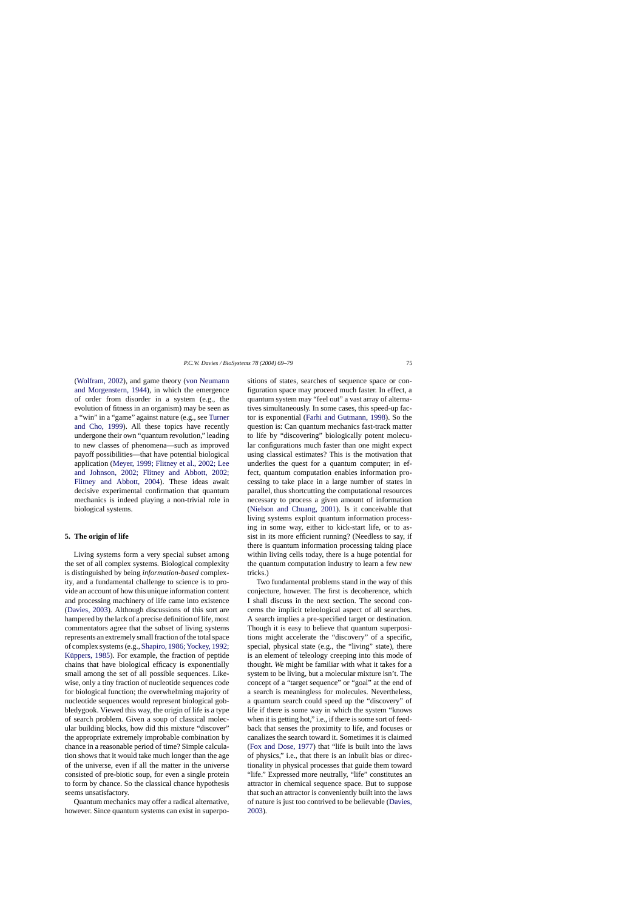(Wolfram, 2002), and game theory (von Neumann and Morgenstern, 1944), in which the emergence of order from disorder in a system (e.g., the evolution of fitness in an organism) may be seen as a "win" in a "game" against nature (e.g., see Turner and Cho, 1999). All these topics have recently undergone their own "quantum revolution," leading to new classes of phenomena—such as improved payoff possibilities—that have potential biological application (Meyer, 1999; Flitney et al., 2002; Lee and Johnson, 2002; Flitney and Abbott, 2002; Flitney and Abbott, 2004). These ideas await decisive experimental confirmation that quantum mechanics is indeed playing a non-trivial role in biological systems.

## 5. The origin of life

Living systems form a very special subset among the set of all complex systems. Biological complexity is distinguished by being *information-based* complexity, and a fundamental challenge to science is to provide an account of how this unique information content and processing machinery of life came into existence (Davies, 2003). Although discussions of this sort are hampered by the lack of a precise definition of life, most commentators agree that the subset of living systems represents an extremely small fraction of the total space of complex systems (e.g., Shapiro, 1986; Yockey, 1992; Küppers, 1985). For example, the fraction of peptide chains that have biological efficacy is exponentially small among the set of all possible sequences. Likewise, only a tiny fraction of nucleotide sequences code for biological function; the overwhelming majority of nucleotide sequences would represent biological gobbledygook. Viewed this way, the origin of life is a type of search problem. Given a soup of classical molecular building blocks, how did this mixture "discover" the appropriate extremely improbable combination by chance in a reasonable period of time? Simple calculation shows that it would take much longer than the age of the universe, even if all the matter in the universe consisted of pre-biotic soup, for even a single protein to form by chance. So the classical chance hypothesis seems unsatisfactory.

Quantum mechanics may offer a radical alternative, however. Since quantum systems can exist in superpositions of states, searches of sequence space or configuration space may proceed much faster. In effect, a quantum system may "feel out" a vast array of alternatives simultaneously. In some cases, this speed-up factor is exponential (Farhi and Gutmann, 1998). So the question is: Can quantum mechanics fast-track matter to life by "discovering" biologically potent molecular configurations much faster than one might expect using classical estimates? This is the motivation that underlies the quest for a quantum computer; in effect, quantum computation enables information processing to take place in a large number of states in parallel, thus shortcutting the computational resources necessary to process a given amount of information (Nielson and Chuang, 2001). Is it conceivable that living systems exploit quantum information processing in some way, either to kick-start life, or to assist in its more efficient running? (Needless to say, if there is quantum information processing taking place within living cells today, there is a huge potential for the quantum computation industry to learn a few new tricks.)

Two fundamental problems stand in the way of this conjecture, however. The first is decoherence, which I shall discuss in the next section. The second concerns the implicit teleological aspect of all searches. A search implies a pre-specified target or destination. Though it is easy to believe that quantum superpositions might accelerate the "discovery" of a specific, special, physical state (e.g., the "living" state), there is an element of teleology creeping into this mode of thought. *We* might be familiar with what it takes for a system to be living, but a molecular mixture isn't. The concept of a "target sequence" or "goal" at the end of a search is meaningless for molecules. Nevertheless, a quantum search could speed up the "discovery" of life if there is some way in which the system "knows when it is getting hot," i.e., if there is some sort of feedback that senses the proximity to life, and focuses or canalizes the search toward it. Sometimes it is claimed (Fox and Dose, 1977) that "life is built into the laws of physics," i.e., that there is an inbuilt bias or directionality in physical processes that guide them toward "life." Expressed more neutrally, "life" constitutes an attractor in chemical sequence space. But to suppose that such an attractor is conveniently built into the laws of nature is just too contrived to be believable (Davies, 2003).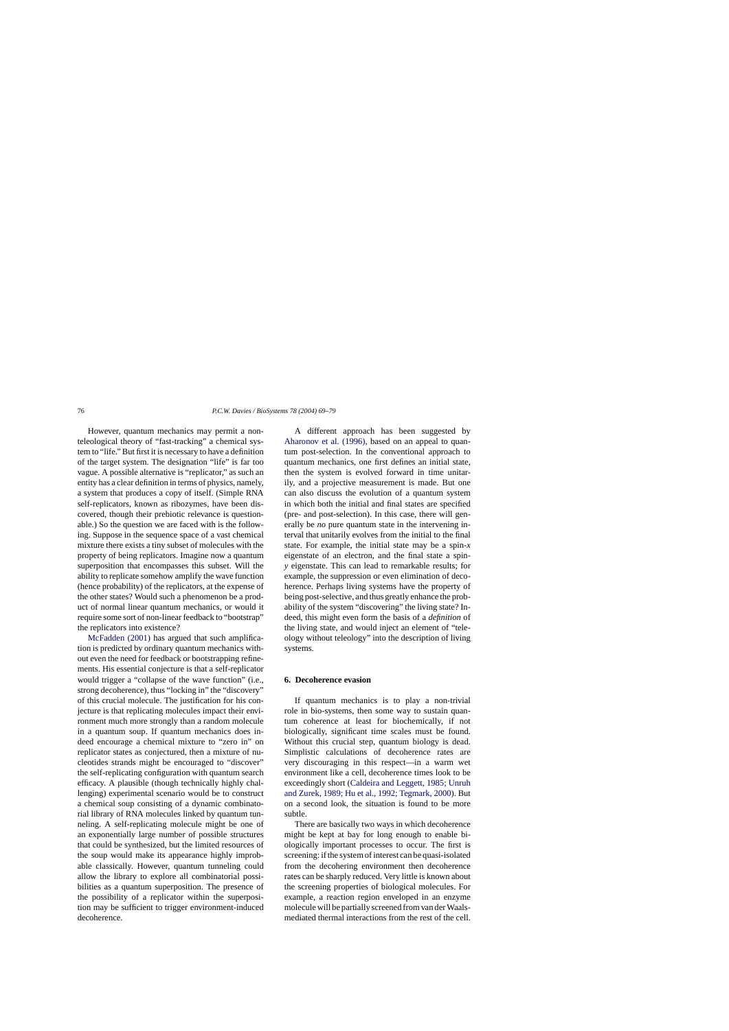However, quantum mechanics may permit a non-teleological theory of "fast-tracking" a chemical system to "life." But first it is necessary to have a definition of the target system. The designation "life" is far too vague. A possible alternative is "replicator," as such an entity has a clear definition in terms of physics, namely, a system that produces a copy of itself. (Simple RNA self-replicators, known as ribozymes, have been discovered, though their prebiotic relevance is questionable.) So the question we are faced with is the following. Suppose in the sequence space of a vast chemical mixture there exists a tiny subset of molecules with the property of being replicators. Imagine now a quantum superposition that encompasses this subset. Will the ability to replicate somehow amplify the wave function (hence probability) of the replicators, at the expense of the other states? Would such a phenomenon be a product of normal linear quantum mechanics, or would it require some sort of non-linear feedback to "bootstrap" the replicators into existence?

McFadden (2001) has argued that such amplification is predicted by ordinary quantum mechanics without even the need for feedback or bootstrapping refinements. His essential conjecture is that a self-replicator would trigger a "collapse of the wave function" (i.e., strong decoherence), thus "locking in" the "discovery" of this crucial molecule. The justification for his conjecture is that replicating molecules impact their environment much more strongly than a random molecule in a quantum soup. If quantum mechanics does indeed encourage a chemical mixture to "zero in" on replicator states as conjectured, then a mixture of nucleotides strands might be encouraged to "discover" the self-replicating configuration with quantum search efficacy. A plausible (though technically highly challenging) experimental scenario would be to construct a chemical soup consisting of a dynamic combinatorial library of RNA molecules linked by quantum tunneling. A self-replicating molecule might be one of an exponentially large number of possible structures that could be synthesized, but the limited resources of the soup would make its appearance highly improbable classically. However, quantum tunneling could allow the library to explore all combinatorial possibilities as a quantum superposition. The presence of the possibility of a replicator within the superposition may be sufficient to trigger environment-induced decoherence.

A different approach has been suggested by Aharonov et al. (1996), based on an appeal to quantum post-selection. In the conventional approach to quantum mechanics, one first defines an initial state, then the system is evolved forward in time unitarily, and a projective measurement is made. But one can also discuss the evolution of a quantum system in which both the initial and final states are specified (pre- and post-selection). In this case, there will generally be *no* pure quantum state in the intervening interval that unitarily evolves from the initial to the final state. For example, the initial state may be a spin-$x$ eigenstate of an electron, and the final state a spin-$y$ eigenstate. This can lead to remarkable results; for example, the suppression or even elimination of decoherence. Perhaps living systems have the property of being post-selective, and thus greatly enhance the probability of the system "discovering" the living state? Indeed, this might even form the basis of a *definition* of the living state, and would inject an element of "teleology without teleology" into the description of living systems.

## 6. Decoherence evasion

If quantum mechanics is to play a non-trivial role in bio-systems, then some way to sustain quantum coherence at least for biochemically, if not biologically, significant time scales must be found. Without this crucial step, quantum biology is dead. Simplistic calculations of decoherence rates are very discouraging in this respect—in a warm wet environment like a cell, decoherence times look to be exceedingly short (Caldeira and Leggett, 1985; Unruh and Zurek, 1989; Hu et al., 1992; Tegmark, 2000). But on a second look, the situation is found to be more subtle.

There are basically two ways in which decoherence might be kept at bay for long enough to enable biologically important processes to occur. The first is screening: if the system of interest can be quasi-isolated from the decohering environment then decoherence rates can be sharply reduced. Very little is known about the screening properties of biological molecules. For example, a reaction region enveloped in an enzyme molecule will be partially screened from van der Waals-mediated thermal interactions from the rest of the cell.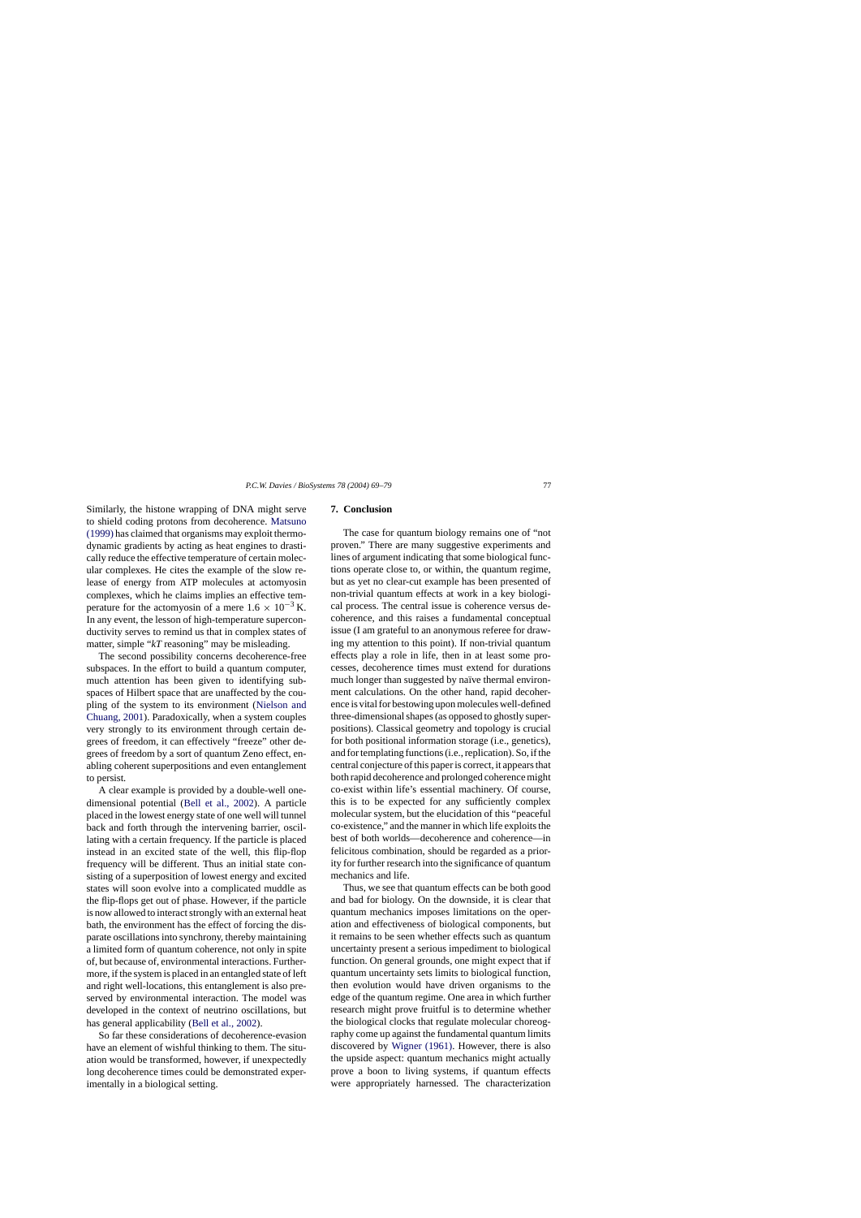Similarly, the histone wrapping of DNA might serve to shield coding protons from decoherence. Matsuno (1999) has claimed that organisms may exploit thermodynamic gradients by acting as heat engines to drastically reduce the effective temperature of certain molecular complexes. He cites the example of the slow release of energy from ATP molecules at actomyosin complexes, which he claims implies an effective temperature for the actomyosin of a mere $1.6 \times 10^{-3}$ K. In any event, the lesson of high-temperature superconductivity serves to remind us that in complex states of matter, simple "*kT* reasoning" may be misleading.

The second possibility concerns decoherence-free subspaces. In the effort to build a quantum computer, much attention has been given to identifying subspaces of Hilbert space that are unaffected by the coupling of the system to its environment (Nielson and Chuang, 2001). Paradoxically, when a system couples very strongly to its environment through certain degrees of freedom, it can effectively "freeze" other degrees of freedom by a sort of quantum Zeno effect, enabling coherent superpositions and even entanglement to persist.

A clear example is provided by a double-well one-dimensional potential (Bell et al., 2002). A particle placed in the lowest energy state of one well will tunnel back and forth through the intervening barrier, oscillating with a certain frequency. If the particle is placed instead in an excited state of the well, this flip-flop frequency will be different. Thus an initial state consisting of a superposition of lowest energy and excited states will soon evolve into a complicated muddle as the flip-flops get out of phase. However, if the particle is now allowed to interact strongly with an external heat bath, the environment has the effect of forcing the disparate oscillations into synchrony, thereby maintaining a limited form of quantum coherence, not only in spite of, but because of, environmental interactions. Furthermore, if the system is placed in an entangled state of left and right well-locations, this entanglement is also preserved by environmental interaction. The model was developed in the context of neutrino oscillations, but has general applicability (Bell et al., 2002).

So far these considerations of decoherence-evasion have an element of wishful thinking to them. The situation would be transformed, however, if unexpectedly long decoherence times could be demonstrated experimentally in a biological setting.

## 7. Conclusion

The case for quantum biology remains one of "not proven." There are many suggestive experiments and lines of argument indicating that some biological functions operate close to, or within, the quantum regime, but as yet no clear-cut example has been presented of non-trivial quantum effects at work in a key biological process. The central issue is coherence versus decoherence, and this raises a fundamental conceptual issue (I am grateful to an anonymous referee for drawing my attention to this point). If non-trivial quantum effects play a role in life, then in at least some processes, decoherence times must extend for durations much longer than suggested by naïve thermal environment calculations. On the other hand, rapid decoherence is vital for bestowing upon molecules well-defined three-dimensional shapes (as opposed to ghostly superpositions). Classical geometry and topology is crucial for both positional information storage (i.e., genetics), and for templating functions (i.e., replication). So, if the central conjecture of this paper is correct, it appears that both rapid decoherence and prolonged coherence might co-exist within life's essential machinery. Of course, this is to be expected for any sufficiently complex molecular system, but the elucidation of this "peaceful co-existence," and the manner in which life exploits the best of both worlds—decoherence and coherence—in felicitous combination, should be regarded as a priority for further research into the significance of quantum mechanics and life.

Thus, we see that quantum effects can be both good and bad for biology. On the downside, it is clear that quantum mechanics imposes limitations on the operation and effectiveness of biological components, but it remains to be seen whether effects such as quantum uncertainty present a serious impediment to biological function. On general grounds, one might expect that if quantum uncertainty sets limits to biological function, then evolution would have driven organisms to the edge of the quantum regime. One area in which further research might prove fruitful is to determine whether the biological clocks that regulate molecular choreography come up against the fundamental quantum limits discovered by Wigner (1961). However, there is also the upside aspect: quantum mechanics might actually prove a boon to living systems, if quantum effects were appropriately harnessed. The characterization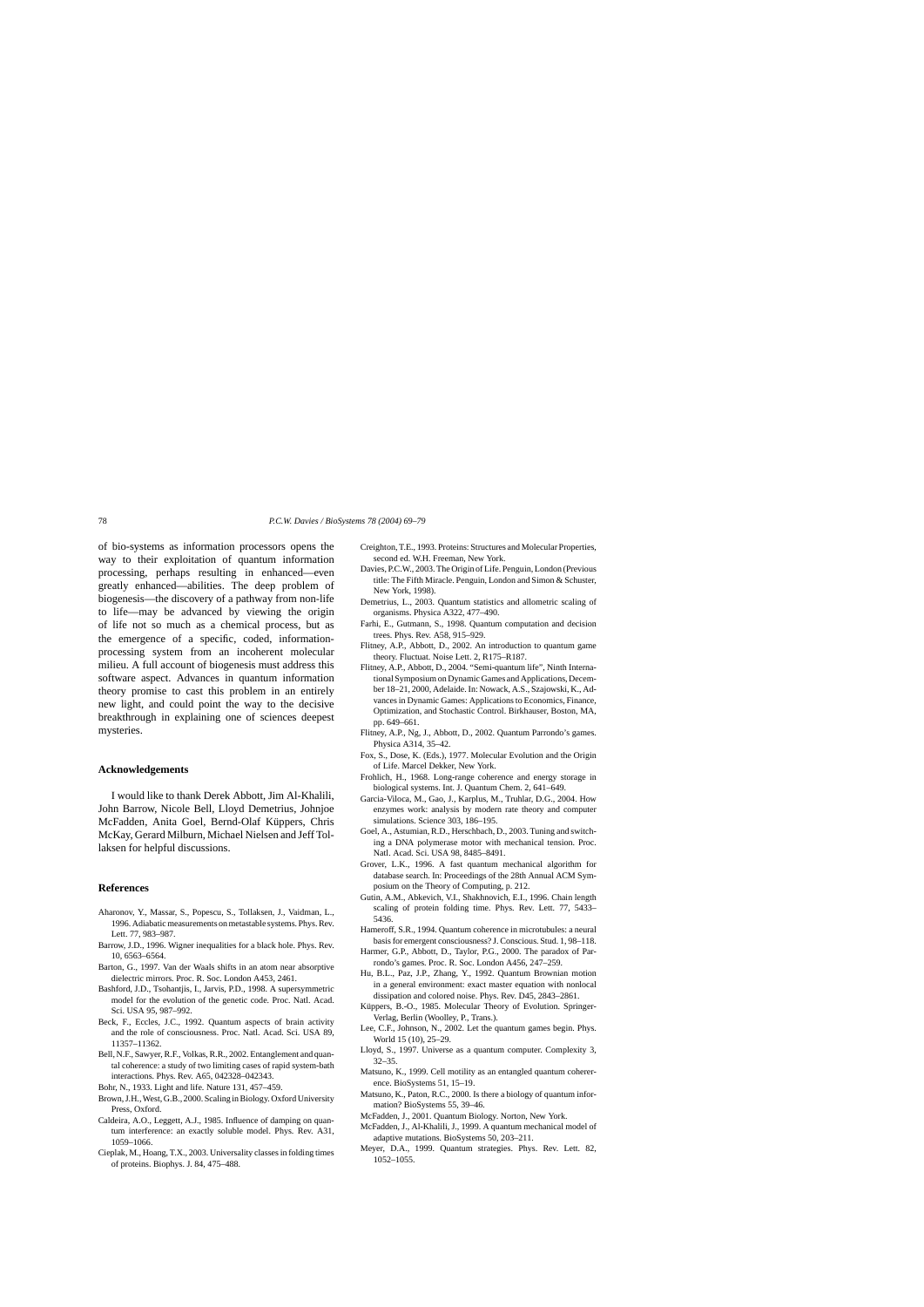of bio-systems as information processors opens the way to their exploitation of quantum information processing, perhaps resulting in enhanced—even greatly enhanced—abilities. The deep problem of biogenesis—the discovery of a pathway from non-life to life—may be advanced by viewing the origin of life not so much as a chemical process, but as the emergence of a specific, coded, information-processing system from an incoherent molecular milieu. A full account of biogenesis must address this software aspect. Advances in quantum information theory promise to cast this problem in an entirely new light, and could point the way to the decisive breakthrough in explaining one of sciences deepest mysteries.

## Acknowledgements

I would like to thank Derek Abbott, Jim Al-Khalili, John Barrow, Nicole Bell, Lloyd Demetrius, Johnjoe McFadden, Anita Goel, Bernd-Olaf Küppers, Chris McKay, Gerard Milburn, Michael Nielsen and Jeff Tollaksen for helpful discussions.

## References

Aharonov, Y., Massar, S., Popescu, S., Tollaksen, J., Vaidman, L., 1996. Adiabatic measurements on metastable systems. Phys. Rev. Lett. 77, 983–987.

Barrow, J.D., 1996. Wigner inequalities for a black hole. Phys. Rev. 10, 6563–6564.

Barton, G., 1997. Van der Waals shifts in an atom near absorptive dielectric mirrors. Proc. R. Soc. London A453, 2461.

Bashford, J.D., Tsohantjis, I., Jarvis, P.D., 1998. A supersymmetric model for the evolution of the genetic code. Proc. Natl. Acad. Sci. USA 95, 987–992.

Beck, F., Eccles, J.C., 1992. Quantum aspects of brain activity and the role of consciousness. Proc. Natl. Acad. Sci. USA 89, 11357–11362.

Bell, N.F., Sawyer, R.F., Volkas, R.R., 2002. Entanglement and quantal coherence: a study of two limiting cases of rapid system-bath interactions. Phys. Rev. A65, 042328–042343.

Bohr, N., 1933. Light and life. Nature 131, 457–459.

Brown, J.H., West, G.B., 2000. Scaling in Biology. Oxford University Press, Oxford.

Caldeira, A.O., Leggett, A.J., 1985. Influence of damping on quantum interference: an exactly soluble model. Phys. Rev. A31, 1059–1066.

Cieplak, M., Hoang, T.X., 2003. Universality classes in folding times of proteins. Biophys. J. 84, 475–488.

Creighton, T.E., 1993. Proteins: Structures and Molecular Properties, second ed. W.H. Freeman, New York.

Davies, P.C.W., 2003. The Origin of Life. Penguin, London (Previous title: The Fifth Miracle. Penguin, London and Simon & Schuster, New York, 1998).

Demetrius, L., 2003. Quantum statistics and allometric scaling of organisms. Physica A322, 477–490.

Farhi, E., Gutmann, S., 1998. Quantum computation and decision trees. Phys. Rev. A58, 915–929.

Flitney, A.P., Abbott, D., 2002. An introduction to quantum game theory. Fluctuat. Noise Lett. 2, R175–R187.

Flitney, A.P., Abbott, D., 2004. "Semi-quantum life", Ninth International Symposium on Dynamic Games and Applications, December 18–21, 2000, Adelaide. In: Nowack, A.S., Szajowski, K., Advances in Dynamic Games: Applications to Economics, Finance, Optimization, and Stochastic Control. Birkhauser, Boston, MA, pp. 649–661.

Flitney, A.P., Ng, J., Abbott, D., 2002. Quantum Parrondo's games. Physica A314, 35–42.

Fox, S., Dose, K. (Eds.), 1977. Molecular Evolution and the Origin of Life. Marcel Dekker, New York.

Frohlich, H., 1968. Long-range coherence and energy storage in biological systems. Int. J. Quantum Chem. 2, 641–649.

Garcia-Viloca, M., Gao, J., Karplus, M., Truhlar, D.G., 2004. How enzymes work: analysis by modern rate theory and computer simulations. Science 303, 186–195.

Goel, A., Astumian, R.D., Herschbach, D., 2003. Tuning and switching a DNA polymerase motor with mechanical tension. Proc. Natl. Acad. Sci. USA 98, 8485–8491.

Grover, L.K., 1996. A fast quantum mechanical algorithm for database search. In: Proceedings of the 28th Annual ACM Symposium on the Theory of Computing, p. 212.

Gutin, A.M., Abkevich, V.I., Shakhnovich, E.I., 1996. Chain length scaling of protein folding time. Phys. Rev. Lett. 77, 5433–5436.

Hameroff, S.R., 1994. Quantum coherence in microtubules: a neural basis for emergent consciousness? J. Conscious. Stud. 1, 98–118.

Harmer, G.P., Abbott, D., Taylor, P.G., 2000. The paradox of Parrondo's games. Proc. R. Soc. London A456, 247–259.

Hu, B.L., Paz, J.P., Zhang, Y., 1992. Quantum Brownian motion in a general environment: exact master equation with nonlocal dissipation and colored noise. Phys. Rev. D45, 2843–2861.

Küppers, B.-O., 1985. Molecular Theory of Evolution. Springer-Verlag, Berlin (Woolley, P., Trans.).

Lee, C.F., Johnson, N., 2002. Let the quantum games begin. Phys. World 15 (10), 25–29.

Lloyd, S., 1997. Universe as a quantum computer. Complexity 3, 32–35.

Matsuno, K., 1999. Cell motility as an entangled quantum coherence. BioSystems 51, 15–19.

Matsuno, K., Paton, R.C., 2000. Is there a biology of quantum information? BioSystems 55, 39–46.

McFadden, J., 2001. Quantum Biology. Norton, New York.

McFadden, J., Al-Khalili, J., 1999. A quantum mechanical model of adaptive mutations. BioSystems 50, 203–211.

Meyer, D.A., 1999. Quantum strategies. Phys. Rev. Lett. 82, 1052–1055.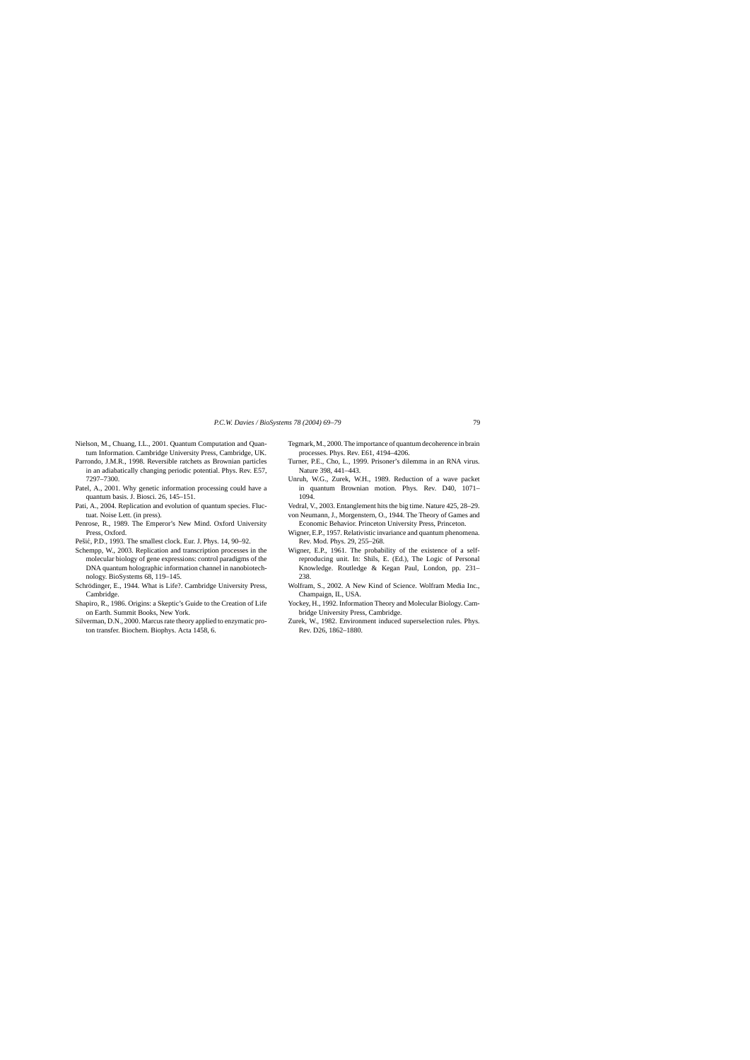Nielson, M., Chuang, I.L., 2001. Quantum Computation and Quantum Information. Cambridge University Press, Cambridge, UK.

Parrondo, J.M.R., 1998. Reversible ratchets as Brownian particles in an adiabatically changing periodic potential. Phys. Rev. E57, 7297–7300.

Patel, A., 2001. Why genetic information processing could have a quantum basis. J. Biosci. 26, 145–151.

Pati, A., 2004. Replication and evolution of quantum species. Fluctuat. Noise Lett. (in press).

Penrose, R., 1989. The Emperor's New Mind. Oxford University Press, Oxford.

Pešić, P.D., 1993. The smallest clock. Eur. J. Phys. 14, 90–92.

Schempp, W., 2003. Replication and transcription processes in the molecular biology of gene expressions: control paradigms of the DNA quantum holographic information channel in nanobiotechnology. BioSystems 68, 119–145.

Schrödinger, E., 1944. What is Life?. Cambridge University Press, Cambridge.

Shapiro, R., 1986. Origins: a Skeptic's Guide to the Creation of Life on Earth. Summit Books, New York.

Silverman, D.N., 2000. Marcus rate theory applied to enzymatic proton transfer. Biochem. Biophys. Acta 1458, 6.

Tegmark, M., 2000. The importance of quantum decoherence in brain processes. Phys. Rev. E61, 4194–4206.

Turner, P.E., Cho, L., 1999. Prisoner's dilemma in an RNA virus. Nature 398, 441–443.

Unruh, W.G., Zurek, W.H., 1989. Reduction of a wave packet in quantum Brownian motion. Phys. Rev. D40, 1071–1094.

Vedral, V., 2003. Entanglement hits the big time. Nature 425, 28–29.

von Neumann, J., Morgenstern, O., 1944. The Theory of Games and Economic Behavior. Princeton University Press, Princeton.

Wigner, E.P., 1957. Relativistic invariance and quantum phenomena. Rev. Mod. Phys. 29, 255–268.

Wigner, E.P., 1961. The probability of the existence of a self-reproducing unit. In: Shils, E. (Ed.), The Logic of Personal Knowledge. Routledge & Kegan Paul, London, pp. 231–238.

Wolfram, S., 2002. A New Kind of Science. Wolfram Media Inc., Champaign, IL, USA.

Yockey, H., 1992. Information Theory and Molecular Biology. Cambridge University Press, Cambridge.

Zurek, W., 1982. Environment induced superselection rules. Phys. Rev. D26, 1862–1880.